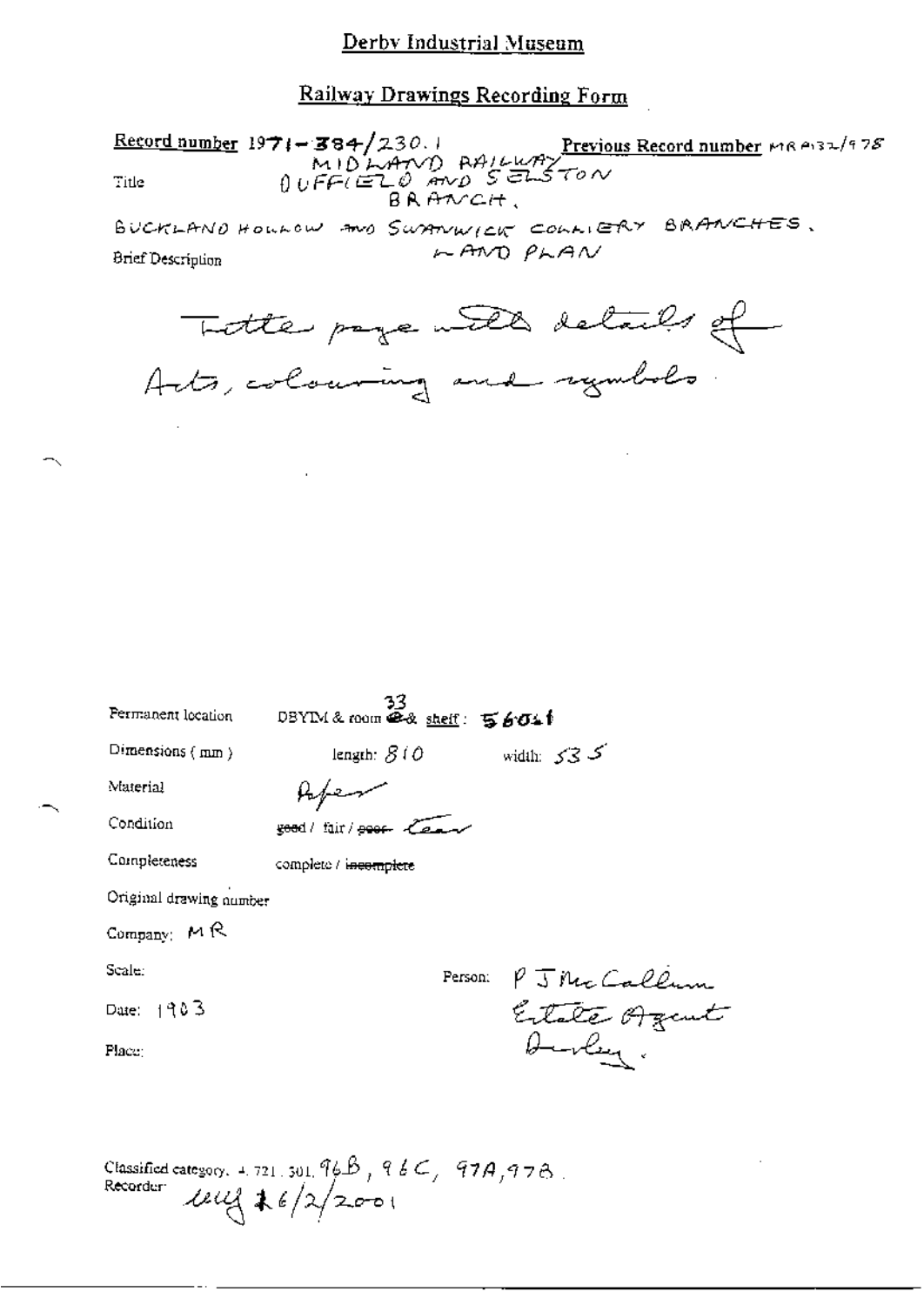# Derby Industrial Museum

## Railway Drawings Recording Form

**Record number** 1971-384/230.1 **Previous Record number** MR A132/978

Title MIDLAND RAILWAY DUFFIELD AND SELSTON BRANCH.

BUCKLAND HOLLOW AND SWANWICK COLLIERY BRANCHES. LAND PLAN

Brief Description

Title page with details of Acts, colouring and symbols

Permanent location DBYIM & room 33 & shelf: 56041

Dimensions (mm) length: 810 width: 535

Material Paper

Condition ~~good~~ / fair / ~~poor~~ Clean

Completeness complete / ~~incomplete~~

Original drawing number

Company: MR

Scale:

Person: P J McCallum Estate Agent Derby.

Date: 1903

Place:

Classified category: 4.721.301. 96B, 96C, 97A, 97B.

Recorder: uy 26/2/2001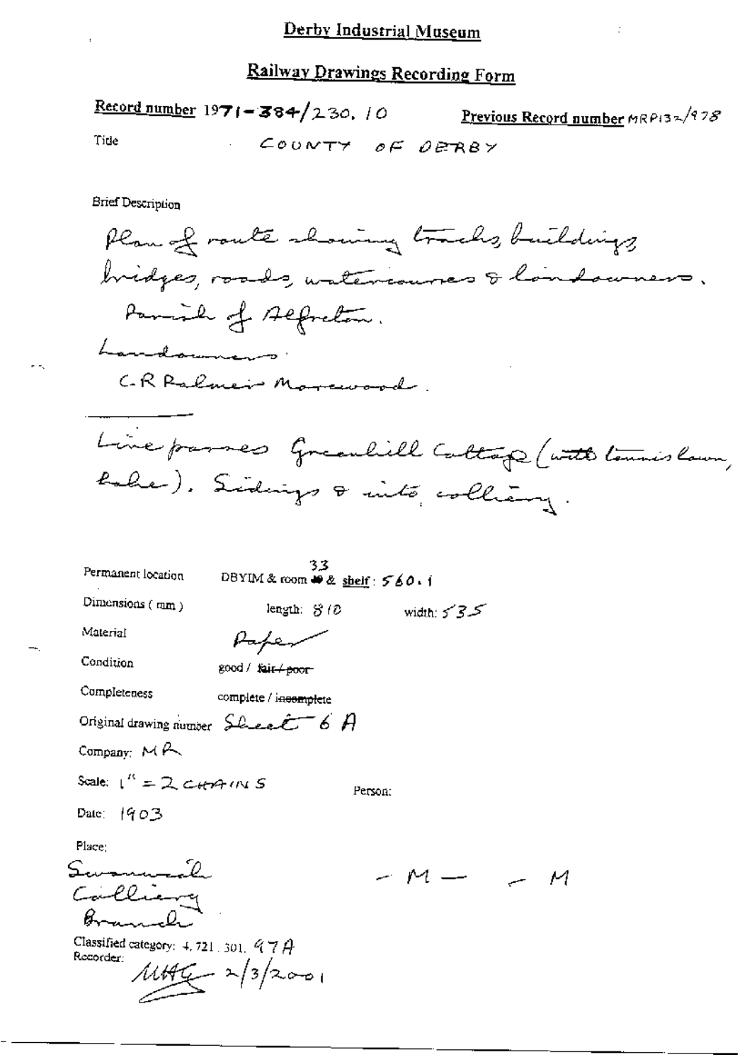# Derby Industrial Museum

## Railway Drawings Recording Form

**Record number** 1971-384/230.10 **Previous Record number** MRP132/978

Title COUNTY OF DERBY

Brief Description

Plan of route showing tracks, buildings bridges, roads, watercourses & landowners.
Parish of Alfreton.
Landowners:
C.R Palmer Morewood.

---

Line passes Greenhill Cottage (with tennis lawn, lake). Sidings & into colliery.

Permanent location DBYIM & room 33 & shelf: 560.1

Dimensions (mm) length: 810 width: 535

Material Paper

Condition good / ~~fair / poor~~

Completeness complete / ~~incomplete~~

Original drawing number Sheet 6 A

Company: MR

Scale: 1" = 2 CHAINS

Person:

Date: 1903

Place:
Swanwick Colliery Branch

– M – – M

Classified category: 4.721.301. 97A

Recorder: MHG 2/3/2001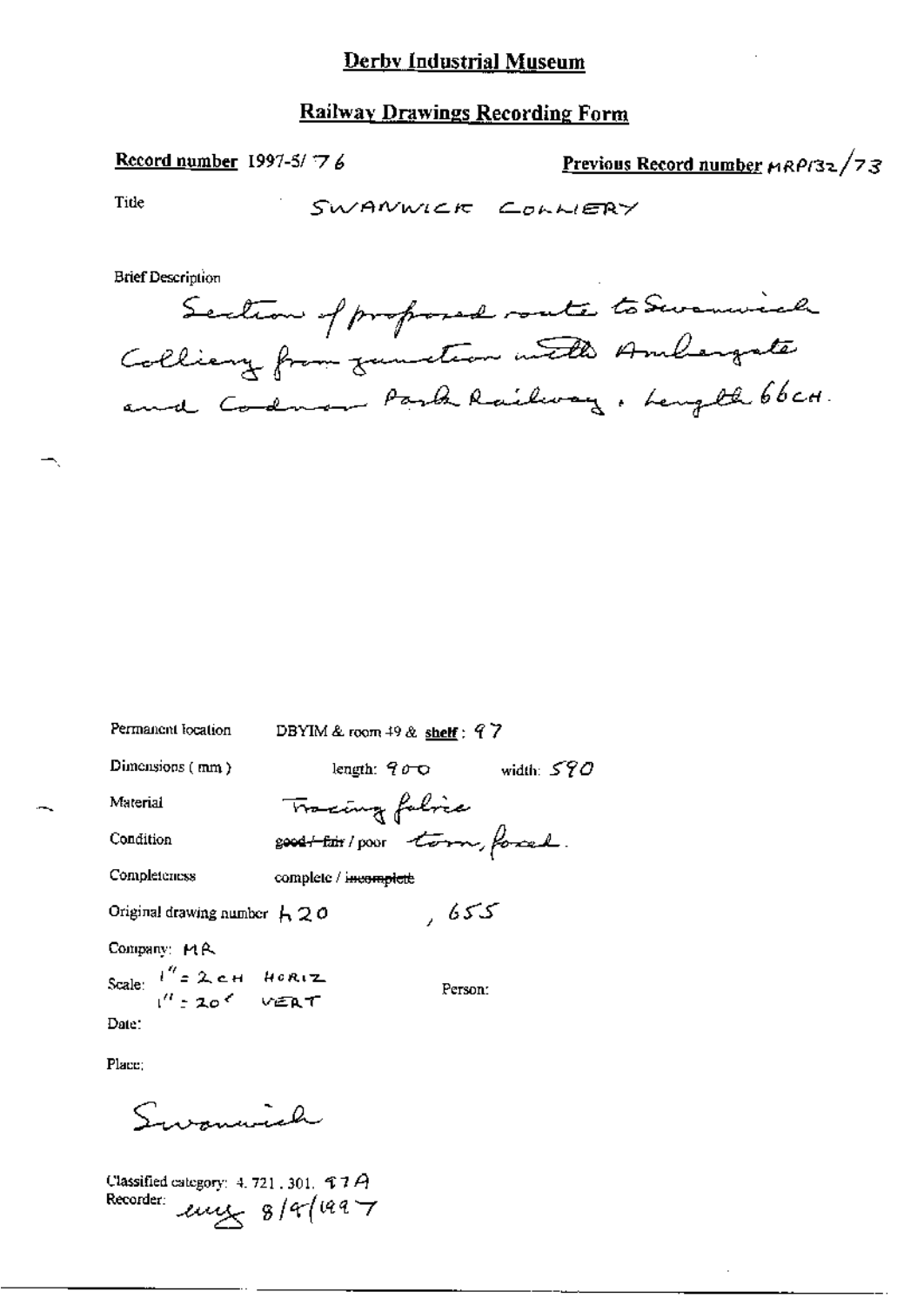# Derby Industrial Museum

## Railway Drawings Recording Form

**Record number** 1997-5/76

**Previous Record number** MRP132/73

Title SWANWICK COLLIERY

Brief Description

Section of proposed route to Swanwick Colliery from junction with Ambergate and Codnor Park Railway. Length 66CH.

Permanent location DBYIM & room 49 & **shelf**: 97

Dimensions (mm) length: 900 width: 590

Material Tracing fabric

Condition ~~good / fair~~ / poor torn, foxed.

Completeness complete / ~~incomplete~~

Original drawing number L20 , 655

Company: MR

Scale: 1" = 2CH HORIZ
1" = 20' VERT

Person:

Date:

Place:

Swanwick

Classified category: 4. 721. 301. 97A

Recorder: [initials] 8/9/1997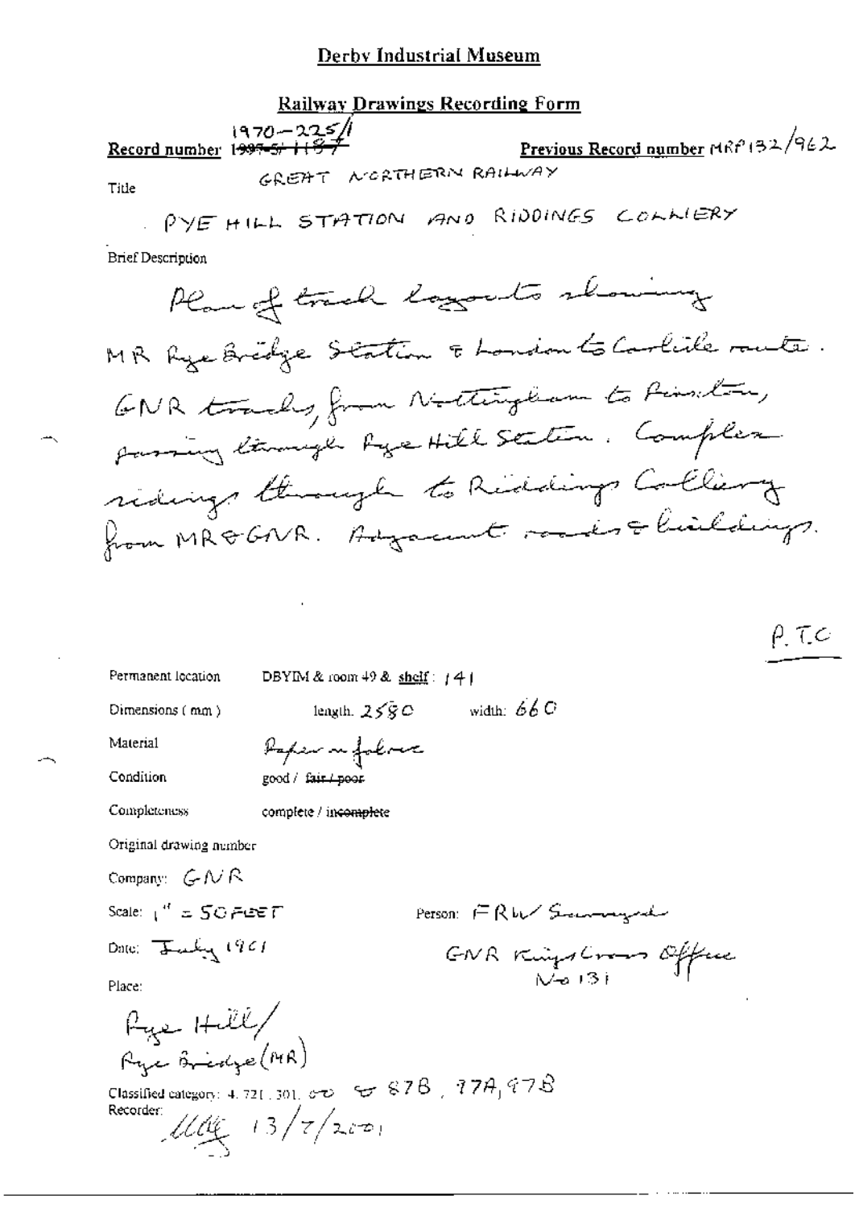# Derby Industrial Museum

## Railway Drawings Recording Form

**Record number** 1970–225/1 ~~1997-5/1157~~

**Previous Record number** MRP132/962

**Title**

GREAT NORTHERN RAILWAY

PYE HILL STATION AND RIDDINGS COLLIERY

**Brief Description**

Plan of track layouts showing MR Pye Bridge Station & London to Carlisle route. GNR tracks from Nottingham to Pinxton, passing through Pye Hill Station. Complex sidings through to Riddings Colliery from MR & GNR. Adjacent roads & buildings.

P.T.C

Permanent location: DBYIM & room 49 & shelf: 141

Dimensions (mm): length: 2580 width: 660

Material: Paper on fabric

Condition: good / ~~fair / poor~~

Completeness: complete / ~~incomplete~~

Original drawing number

Company: GNR

Scale: 1" = 50 FEET

Person: FRW Surveyed

Date: July 1901

GNR Kings Cross Office No 131

Place:

Pye Hill / Pye Bridge (MR)

Classified category: 4.721.301.00 & 87B, 97A, 97B

Recorder: [signature] 13/7/2001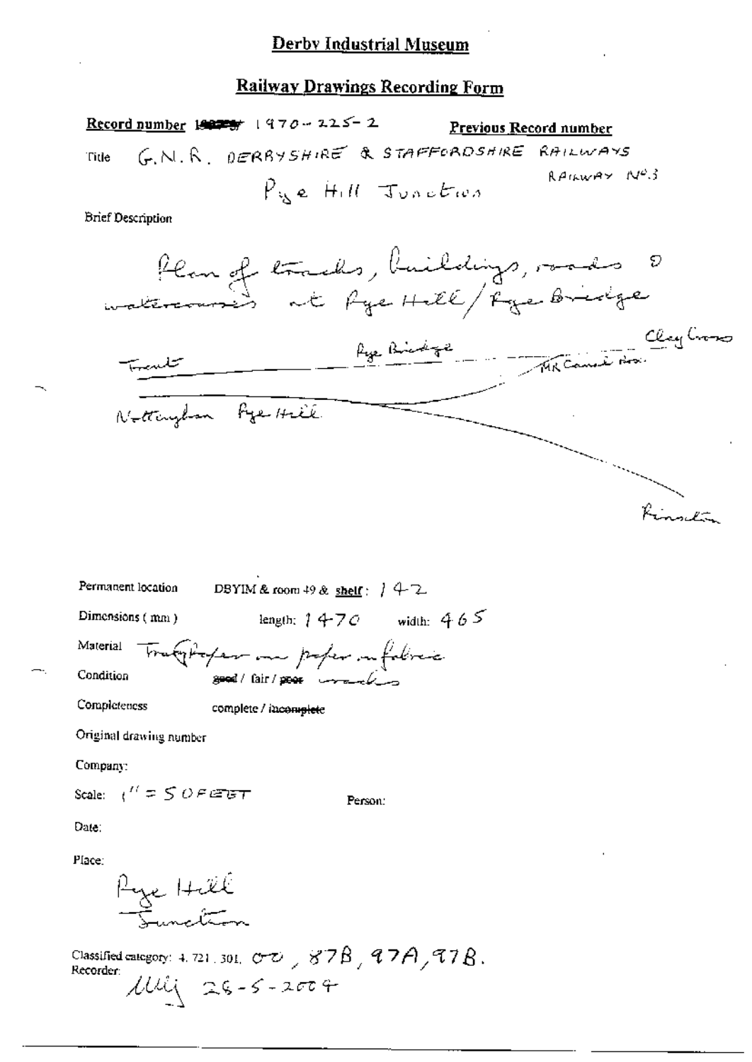# Derby Industrial Museum

## Railway Drawings Recording Form

**Record number** 1970-225-2 **Previous Record number**

Title G.N.R. DERBYSHIRE & STAFFORDSHIRE RAILWAYS RAILWAY No.3

Pye Hill Junction

Brief Description

Plan of tracks, buildings, roads & watercourses at Pye Hill/Pye Bridge

Trent

Pye Bridge

MR Canal Box

Clay Cross

Nottingham Pye Hill

Kimberley

Permanent location DBYIM & room 49 & shelf: 142

Dimensions (mm) length: 1470 width: 465

Material Tracing paper on paper on fabric

Condition good / fair / poor cracks

Completeness complete / incomplete

Original drawing number

Company:

Scale: 1" = 50 FEET

Person:

Date:

Place:

Pye Hill Junction

Classified category: 4.721.301. 00, 87B, 97A, 97B.

Recorder:

MLJ 26-5-2004